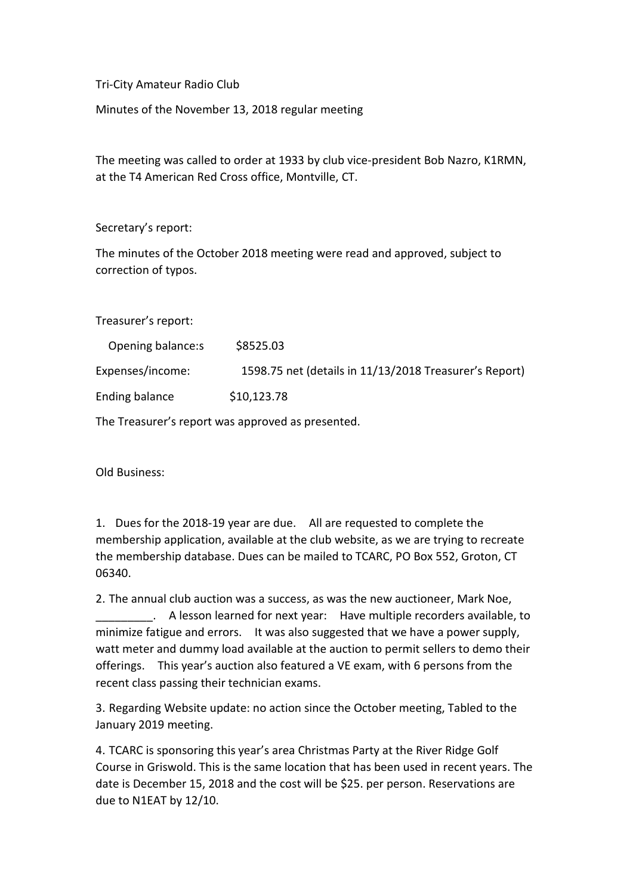Tri-City Amateur Radio Club

Minutes of the November 13, 2018 regular meeting

The meeting was called to order at 1933 by club vice-president Bob Nazro, K1RMN, at the T4 American Red Cross office, Montville, CT.

Secretary's report:

The minutes of the October 2018 meeting were read and approved, subject to correction of typos.

Treasurer's report:

| | |
|---|---|
| Opening balance:s | $8525.03 |
| Expenses/income: | 1598.75 net (details in 11/13/2018 Treasurer's Report) |
| Ending balance | $10,123.78 |

The Treasurer's report was approved as presented.

Old Business:

1. Dues for the 2018-19 year are due. All are requested to complete the membership application, available at the club website, as we are trying to recreate the membership database. Dues can be mailed to TCARC, PO Box 552, Groton, CT 06340.

2. The annual club auction was a success, as was the new auctioneer, Mark Noe, _________. A lesson learned for next year: Have multiple recorders available, to minimize fatigue and errors. It was also suggested that we have a power supply, watt meter and dummy load available at the auction to permit sellers to demo their offerings. This year's auction also featured a VE exam, with 6 persons from the recent class passing their technician exams.

3. Regarding Website update: no action since the October meeting, Tabled to the January 2019 meeting.

4. TCARC is sponsoring this year's area Christmas Party at the River Ridge Golf Course in Griswold. This is the same location that has been used in recent years. The date is December 15, 2018 and the cost will be $25. per person. Reservations are due to N1EAT by 12/10.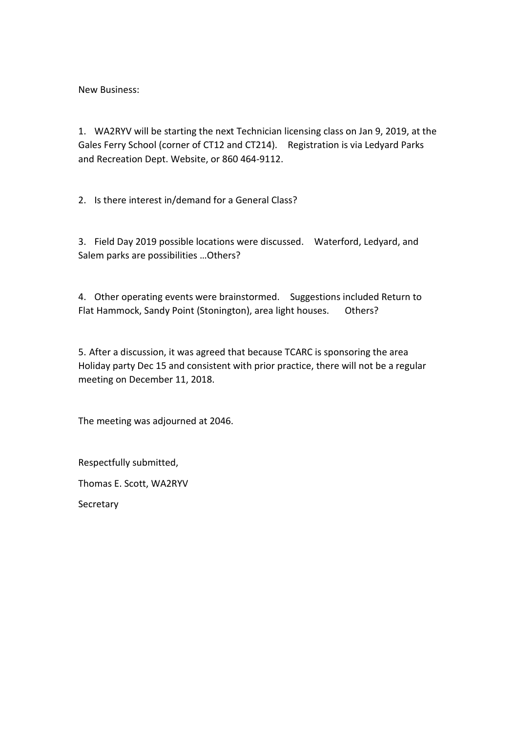New Business:

1. WA2RYV will be starting the next Technician licensing class on Jan 9, 2019, at the Gales Ferry School (corner of CT12 and CT214). Registration is via Ledyard Parks and Recreation Dept. Website, or 860 464-9112.

2. Is there interest in/demand for a General Class?

3. Field Day 2019 possible locations were discussed. Waterford, Ledyard, and Salem parks are possibilities …Others?

4. Other operating events were brainstormed. Suggestions included Return to Flat Hammock, Sandy Point (Stonington), area light houses. Others?

5. After a discussion, it was agreed that because TCARC is sponsoring the area Holiday party Dec 15 and consistent with prior practice, there will not be a regular meeting on December 11, 2018.

The meeting was adjourned at 2046.

Respectfully submitted,

Thomas E. Scott, WA2RYV

Secretary